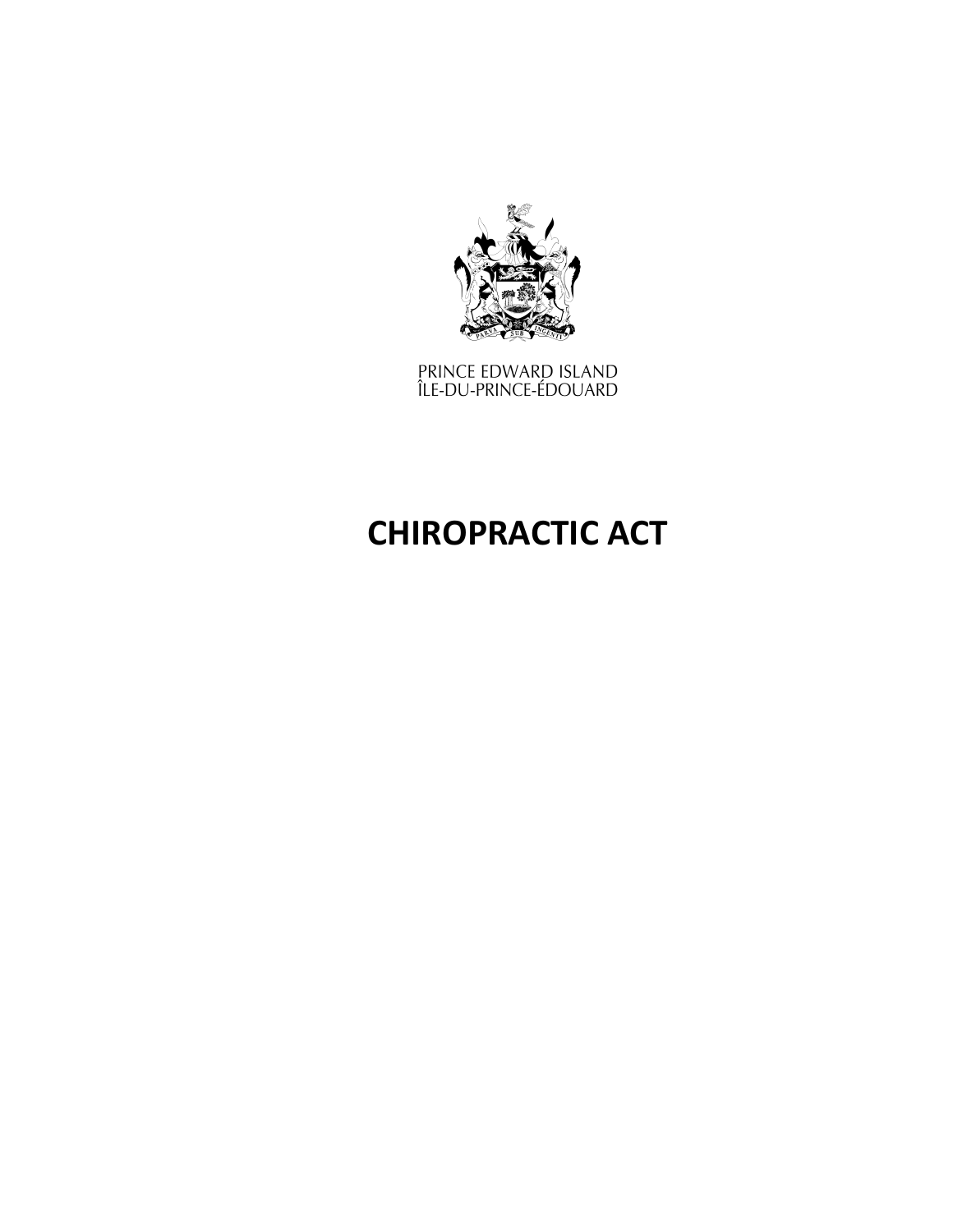PRINCE EDWARD ISLAND
ÎLE-DU-PRINCE-ÉDOUARD

# CHIROPRACTIC ACT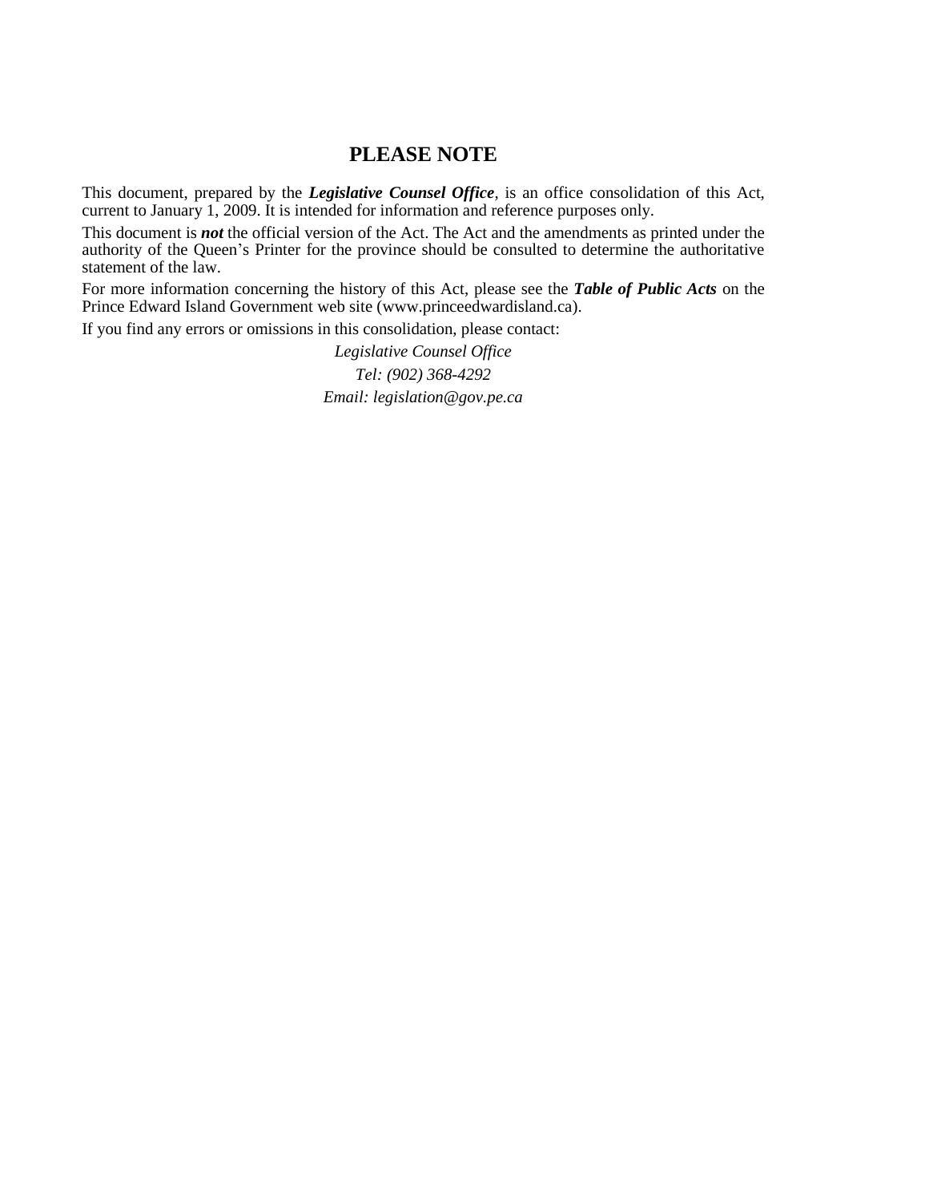## PLEASE NOTE

This document, prepared by the ***Legislative Counsel Office***, is an office consolidation of this Act, current to January 1, 2009. It is intended for information and reference purposes only.

This document is ***not*** the official version of the Act. The Act and the amendments as printed under the authority of the Queen's Printer for the province should be consulted to determine the authoritative statement of the law.

For more information concerning the history of this Act, please see the ***Table of Public Acts*** on the Prince Edward Island Government web site (www.princeedwardisland.ca).

If you find any errors or omissions in this consolidation, please contact:

*Legislative Counsel Office*
*Tel: (902) 368-4292*
*Email: legislation@gov.pe.ca*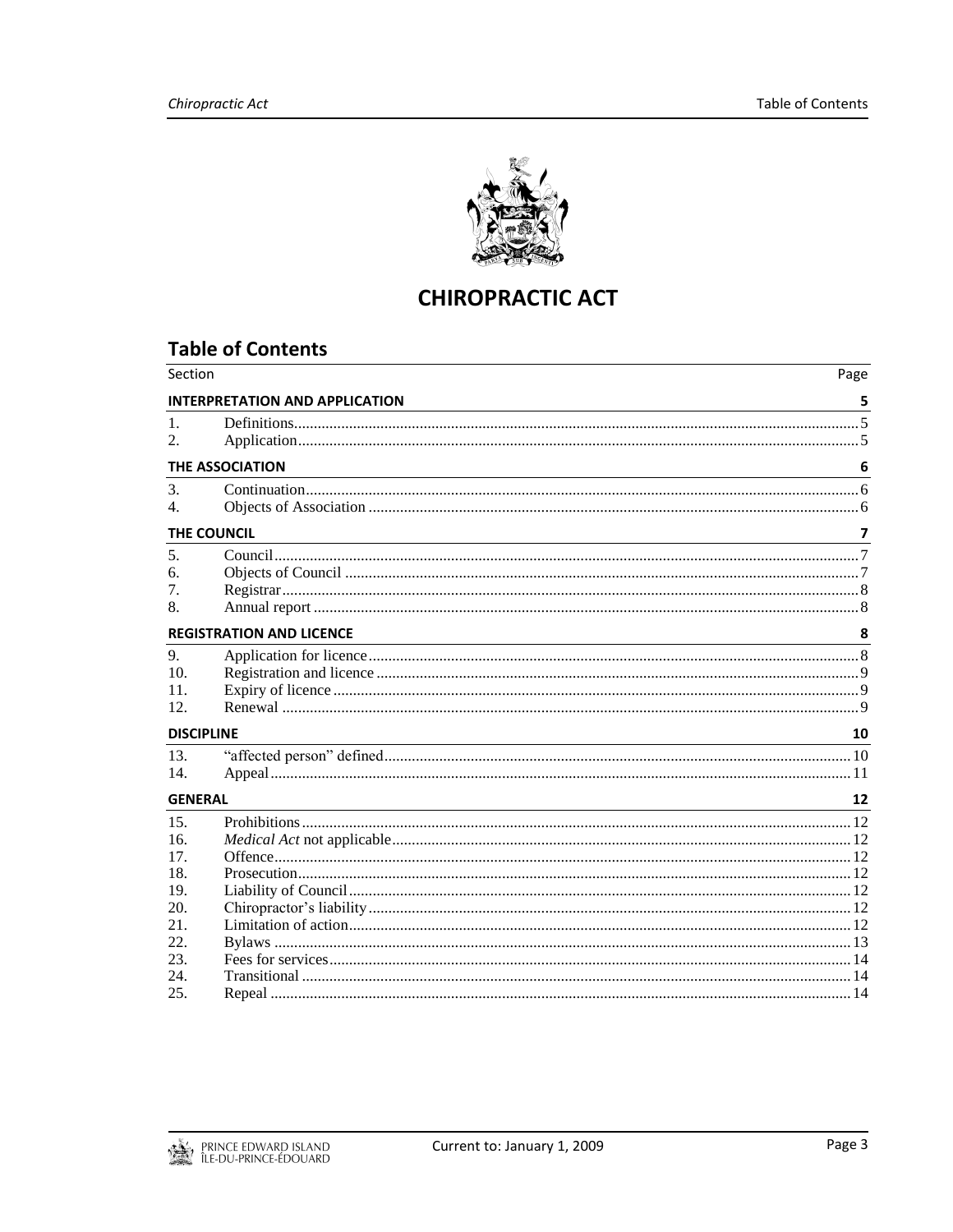# CHIROPRACTIC ACT

## Table of Contents

| Section | | Page |
|---|---|---|
| **INTERPRETATION AND APPLICATION** | | **5** |
| 1. | Definitions | 5 |
| 2. | Application | 5 |
| **THE ASSOCIATION** | | **6** |
| 3. | Continuation | 6 |
| 4. | Objects of Association | 6 |
| **THE COUNCIL** | | **7** |
| 5. | Council | 7 |
| 6. | Objects of Council | 7 |
| 7. | Registrar | 8 |
| 8. | Annual report | 8 |
| **REGISTRATION AND LICENCE** | | **8** |
| 9. | Application for licence | 8 |
| 10. | Registration and licence | 9 |
| 11. | Expiry of licence | 9 |
| 12. | Renewal | 9 |
| **DISCIPLINE** | | **10** |
| 13. | "affected person" defined | 10 |
| 14. | Appeal | 11 |
| **GENERAL** | | **12** |
| 15. | Prohibitions | 12 |
| 16. | *Medical Act* not applicable | 12 |
| 17. | Offence | 12 |
| 18. | Prosecution | 12 |
| 19. | Liability of Council | 12 |
| 20. | Chiropractor's liability | 12 |
| 21. | Limitation of action | 12 |
| 22. | Bylaws | 13 |
| 23. | Fees for services | 14 |
| 24. | Transitional | 14 |
| 25. | Repeal | 14 |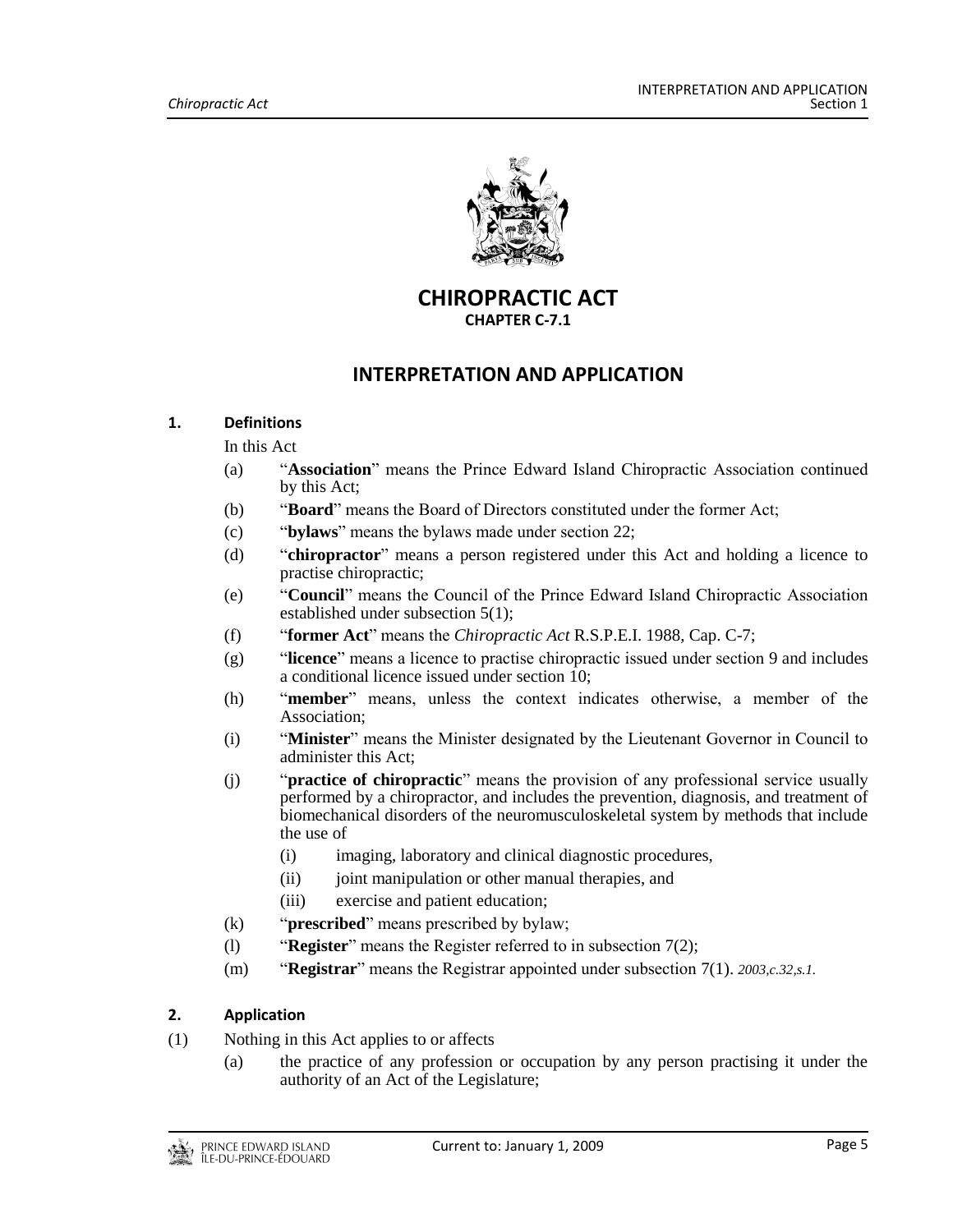# CHIROPRACTIC ACT

**CHAPTER C-7.1**

## INTERPRETATION AND APPLICATION

### 1. Definitions

In this Act

(a) "**Association**" means the Prince Edward Island Chiropractic Association continued by this Act;

(b) "**Board**" means the Board of Directors constituted under the former Act;

(c) "**bylaws**" means the bylaws made under section 22;

(d) "**chiropractor**" means a person registered under this Act and holding a licence to practise chiropractic;

(e) "**Council**" means the Council of the Prince Edward Island Chiropractic Association established under subsection 5(1);

(f) "**former Act**" means the *Chiropractic Act* R.S.P.E.I. 1988, Cap. C-7;

(g) "**licence**" means a licence to practise chiropractic issued under section 9 and includes a conditional licence issued under section 10;

(h) "**member**" means, unless the context indicates otherwise, a member of the Association;

(i) "**Minister**" means the Minister designated by the Lieutenant Governor in Council to administer this Act;

(j) "**practice of chiropractic**" means the provision of any professional service usually performed by a chiropractor, and includes the prevention, diagnosis, and treatment of biomechanical disorders of the neuromusculoskeletal system by methods that include the use of

- (i) imaging, laboratory and clinical diagnostic procedures,
- (ii) joint manipulation or other manual therapies, and
- (iii) exercise and patient education;

(k) "**prescribed**" means prescribed by bylaw;

(l) "**Register**" means the Register referred to in subsection 7(2);

(m) "**Registrar**" means the Registrar appointed under subsection 7(1). *2003,c.32,s.1.*

### 2. Application

(1) Nothing in this Act applies to or affects

(a) the practice of any profession or occupation by any person practising it under the authority of an Act of the Legislature;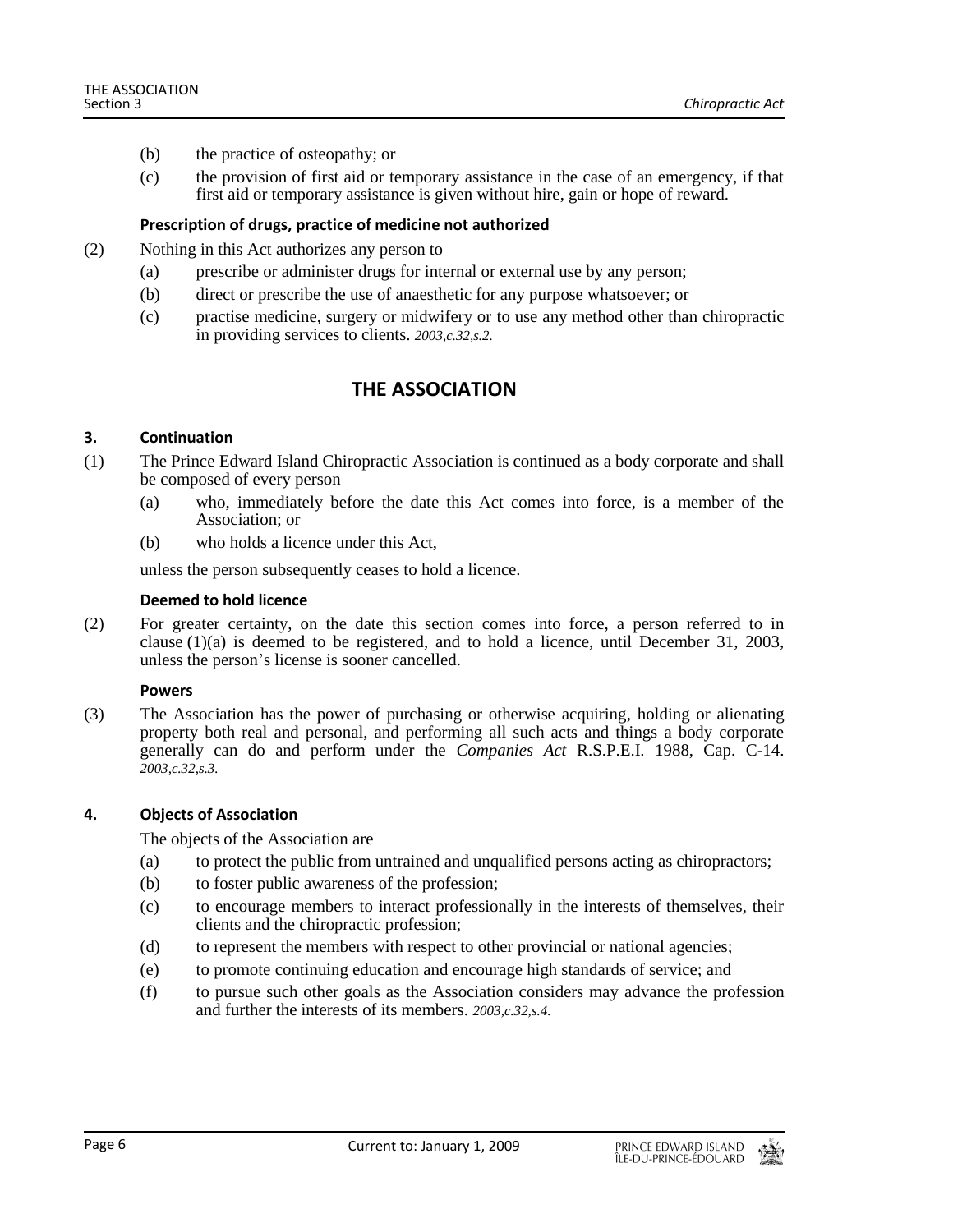(b) the practice of osteopathy; or

(c) the provision of first aid or temporary assistance in the case of an emergency, if that first aid or temporary assistance is given without hire, gain or hope of reward.

**Prescription of drugs, practice of medicine not authorized**

(2) Nothing in this Act authorizes any person to

(a) prescribe or administer drugs for internal or external use by any person;

(b) direct or prescribe the use of anaesthetic for any purpose whatsoever; or

(c) practise medicine, surgery or midwifery or to use any method other than chiropractic in providing services to clients. *2003,c.32,s.2.*

## THE ASSOCIATION

### 3. Continuation

(1) The Prince Edward Island Chiropractic Association is continued as a body corporate and shall be composed of every person

(a) who, immediately before the date this Act comes into force, is a member of the Association; or

(b) who holds a licence under this Act,

unless the person subsequently ceases to hold a licence.

**Deemed to hold licence**

(2) For greater certainty, on the date this section comes into force, a person referred to in clause (1)(a) is deemed to be registered, and to hold a licence, until December 31, 2003, unless the person's license is sooner cancelled.

**Powers**

(3) The Association has the power of purchasing or otherwise acquiring, holding or alienating property both real and personal, and performing all such acts and things a body corporate generally can do and perform under the *Companies Act* R.S.P.E.I. 1988, Cap. C-14. *2003,c.32,s.3.*

### 4. Objects of Association

The objects of the Association are

(a) to protect the public from untrained and unqualified persons acting as chiropractors;

(b) to foster public awareness of the profession;

(c) to encourage members to interact professionally in the interests of themselves, their clients and the chiropractic profession;

(d) to represent the members with respect to other provincial or national agencies;

(e) to promote continuing education and encourage high standards of service; and

(f) to pursue such other goals as the Association considers may advance the profession and further the interests of its members. *2003,c.32,s.4.*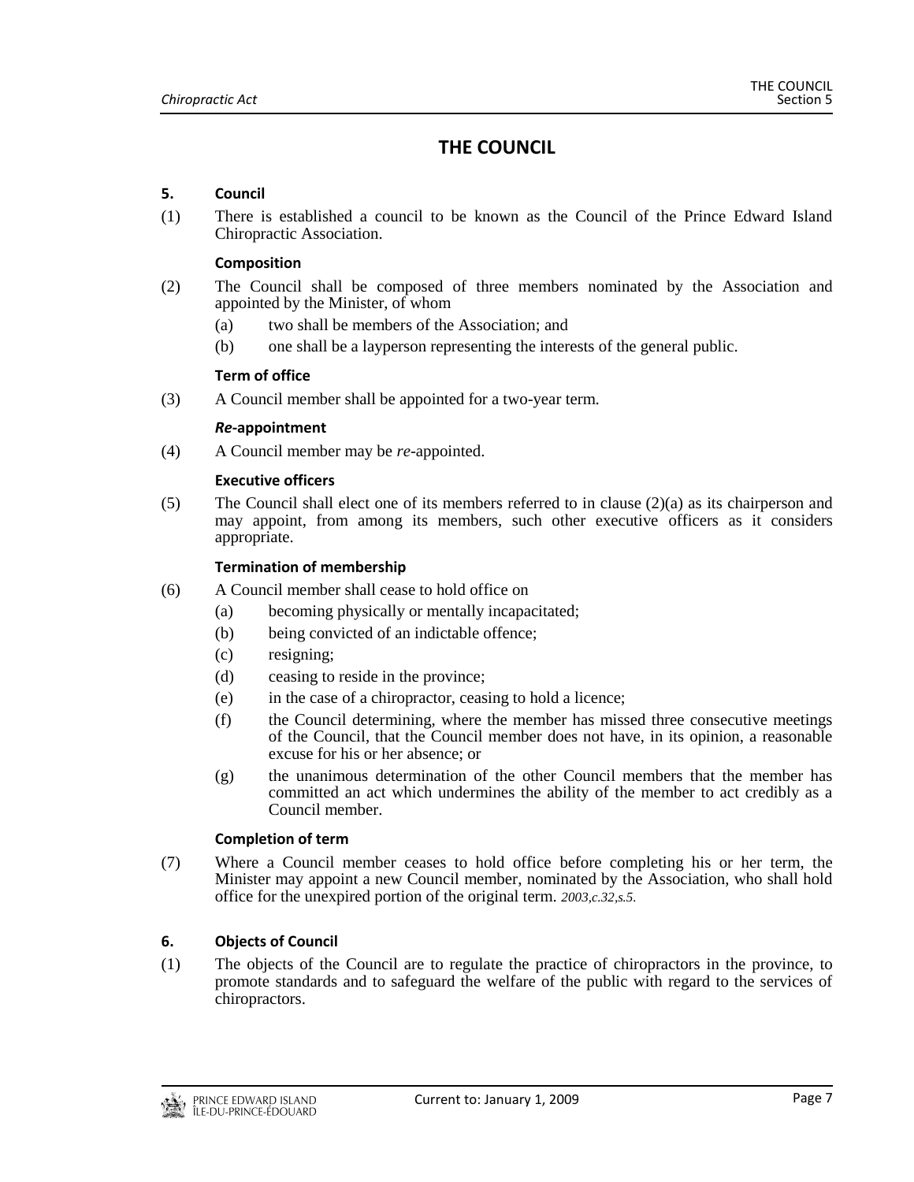# THE COUNCIL

**5. Council**

(1) There is established a council to be known as the Council of the Prince Edward Island Chiropractic Association.

**Composition**

(2) The Council shall be composed of three members nominated by the Association and appointed by the Minister, of whom

- (a) two shall be members of the Association; and
- (b) one shall be a layperson representing the interests of the general public.

**Term of office**

(3) A Council member shall be appointed for a two-year term.

***Re*-appointment**

(4) A Council member may be *re*-appointed.

**Executive officers**

(5) The Council shall elect one of its members referred to in clause (2)(a) as its chairperson and may appoint, from among its members, such other executive officers as it considers appropriate.

**Termination of membership**

(6) A Council member shall cease to hold office on

- (a) becoming physically or mentally incapacitated;
- (b) being convicted of an indictable offence;
- (c) resigning;
- (d) ceasing to reside in the province;
- (e) in the case of a chiropractor, ceasing to hold a licence;
- (f) the Council determining, where the member has missed three consecutive meetings of the Council, that the Council member does not have, in its opinion, a reasonable excuse for his or her absence; or
- (g) the unanimous determination of the other Council members that the member has committed an act which undermines the ability of the member to act credibly as a Council member.

**Completion of term**

(7) Where a Council member ceases to hold office before completing his or her term, the Minister may appoint a new Council member, nominated by the Association, who shall hold office for the unexpired portion of the original term. *2003,c.32,s.5.*

**6. Objects of Council**

(1) The objects of the Council are to regulate the practice of chiropractors in the province, to promote standards and to safeguard the welfare of the public with regard to the services of chiropractors.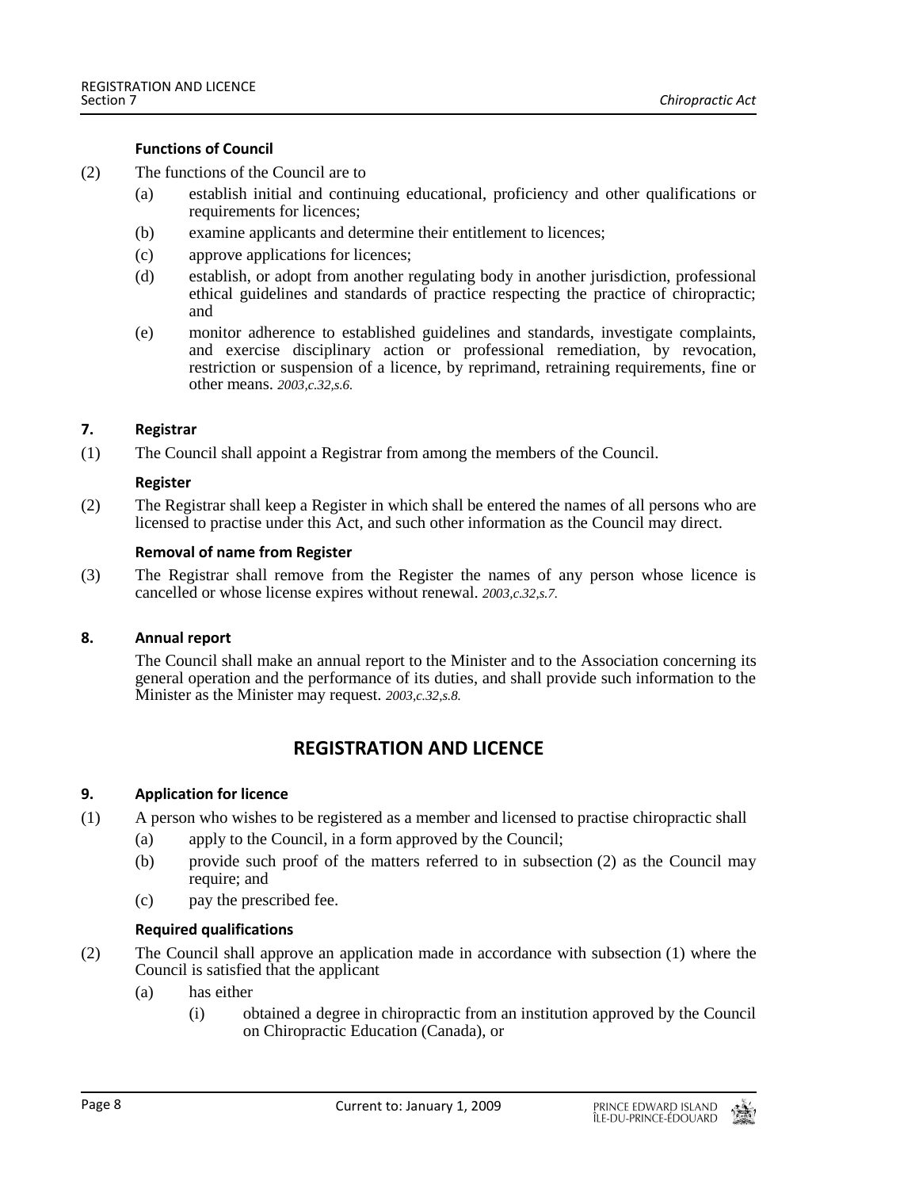**Functions of Council**

(2) The functions of the Council are to

- (a) establish initial and continuing educational, proficiency and other qualifications or requirements for licences;
- (b) examine applicants and determine their entitlement to licences;
- (c) approve applications for licences;
- (d) establish, or adopt from another regulating body in another jurisdiction, professional ethical guidelines and standards of practice respecting the practice of chiropractic; and
- (e) monitor adherence to established guidelines and standards, investigate complaints, and exercise disciplinary action or professional remediation, by revocation, restriction or suspension of a licence, by reprimand, retraining requirements, fine or other means. *2003,c.32,s.6.*

### 7. Registrar

(1) The Council shall appoint a Registrar from among the members of the Council.

**Register**

(2) The Registrar shall keep a Register in which shall be entered the names of all persons who are licensed to practise under this Act, and such other information as the Council may direct.

**Removal of name from Register**

(3) The Registrar shall remove from the Register the names of any person whose licence is cancelled or whose license expires without renewal. *2003,c.32,s.7.*

### 8. Annual report

The Council shall make an annual report to the Minister and to the Association concerning its general operation and the performance of its duties, and shall provide such information to the Minister as the Minister may request. *2003,c.32,s.8.*

## REGISTRATION AND LICENCE

### 9. Application for licence

(1) A person who wishes to be registered as a member and licensed to practise chiropractic shall

- (a) apply to the Council, in a form approved by the Council;
- (b) provide such proof of the matters referred to in subsection (2) as the Council may require; and
- (c) pay the prescribed fee.

**Required qualifications**

(2) The Council shall approve an application made in accordance with subsection (1) where the Council is satisfied that the applicant

- (a) has either
  - (i) obtained a degree in chiropractic from an institution approved by the Council on Chiropractic Education (Canada), or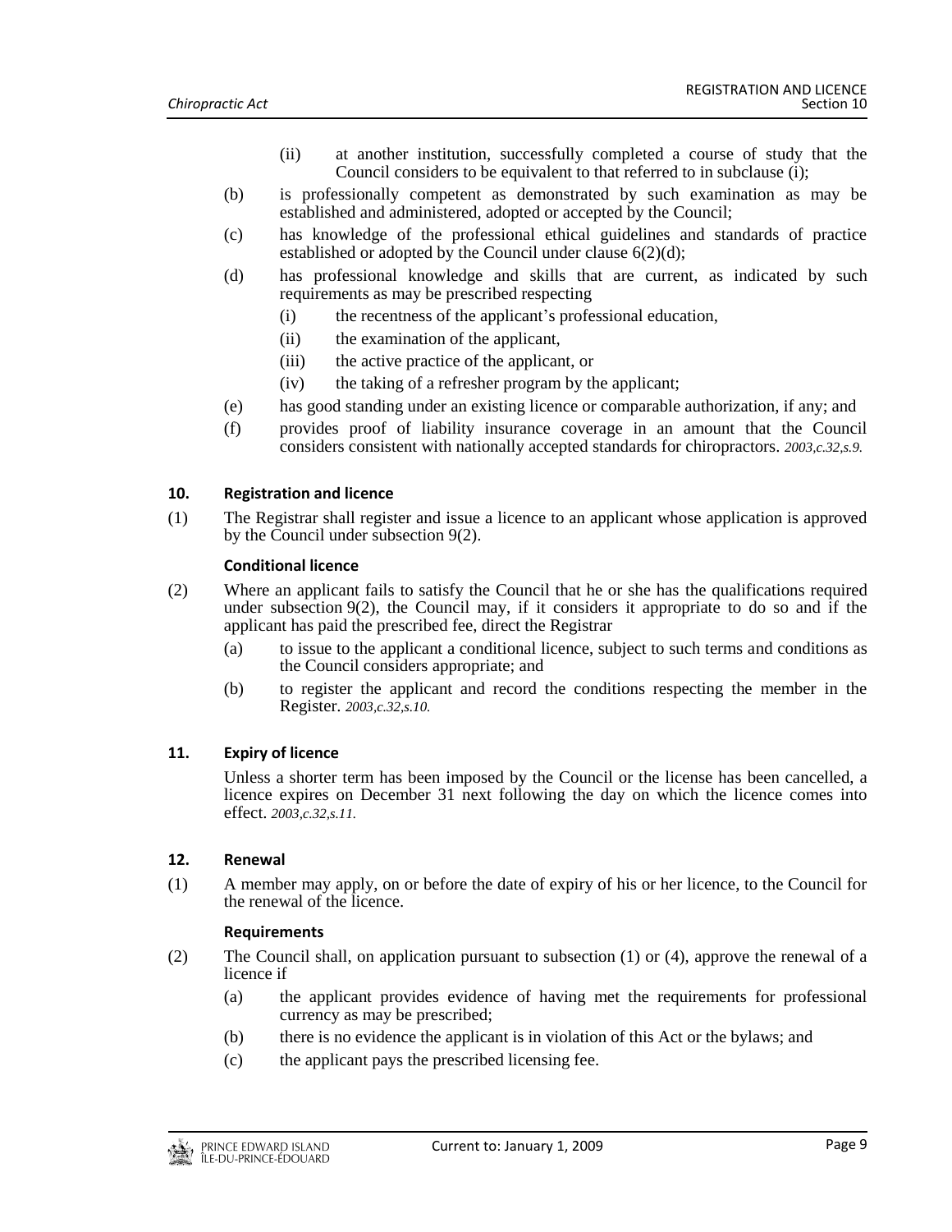(ii) at another institution, successfully completed a course of study that the Council considers to be equivalent to that referred to in subclause (i);

(b) is professionally competent as demonstrated by such examination as may be established and administered, adopted or accepted by the Council;

(c) has knowledge of the professional ethical guidelines and standards of practice established or adopted by the Council under clause 6(2)(d);

(d) has professional knowledge and skills that are current, as indicated by such requirements as may be prescribed respecting

(i) the recentness of the applicant's professional education,

(ii) the examination of the applicant,

(iii) the active practice of the applicant, or

(iv) the taking of a refresher program by the applicant;

(e) has good standing under an existing licence or comparable authorization, if any; and

(f) provides proof of liability insurance coverage in an amount that the Council considers consistent with nationally accepted standards for chiropractors. *2003,c.32,s.9.*

**10. Registration and licence**

(1) The Registrar shall register and issue a licence to an applicant whose application is approved by the Council under subsection 9(2).

**Conditional licence**

(2) Where an applicant fails to satisfy the Council that he or she has the qualifications required under subsection 9(2), the Council may, if it considers it appropriate to do so and if the applicant has paid the prescribed fee, direct the Registrar

(a) to issue to the applicant a conditional licence, subject to such terms and conditions as the Council considers appropriate; and

(b) to register the applicant and record the conditions respecting the member in the Register. *2003,c.32,s.10.*

**11. Expiry of licence**

Unless a shorter term has been imposed by the Council or the license has been cancelled, a licence expires on December 31 next following the day on which the licence comes into effect. *2003,c.32,s.11.*

**12. Renewal**

(1) A member may apply, on or before the date of expiry of his or her licence, to the Council for the renewal of the licence.

**Requirements**

(2) The Council shall, on application pursuant to subsection (1) or (4), approve the renewal of a licence if

(a) the applicant provides evidence of having met the requirements for professional currency as may be prescribed;

(b) there is no evidence the applicant is in violation of this Act or the bylaws; and

(c) the applicant pays the prescribed licensing fee.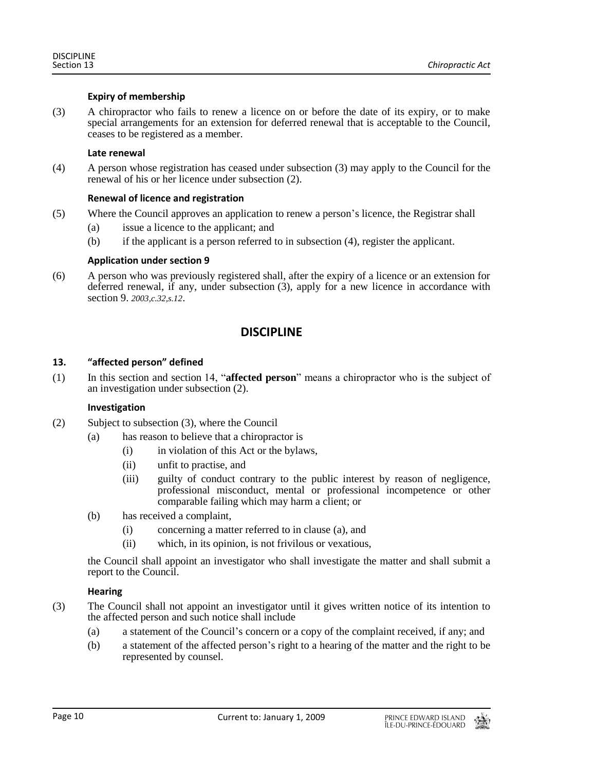**Expiry of membership**

(3) A chiropractor who fails to renew a licence on or before the date of its expiry, or to make special arrangements for an extension for deferred renewal that is acceptable to the Council, ceases to be registered as a member.

**Late renewal**

(4) A person whose registration has ceased under subsection (3) may apply to the Council for the renewal of his or her licence under subsection (2).

**Renewal of licence and registration**

(5) Where the Council approves an application to renew a person's licence, the Registrar shall

(a) issue a licence to the applicant; and

(b) if the applicant is a person referred to in subsection (4), register the applicant.

**Application under section 9**

(6) A person who was previously registered shall, after the expiry of a licence or an extension for deferred renewal, if any, under subsection (3), apply for a new licence in accordance with section 9. *2003,c.32,s.12*.

## DISCIPLINE

**13. "affected person" defined**

(1) In this section and section 14, "**affected person**" means a chiropractor who is the subject of an investigation under subsection (2).

**Investigation**

(2) Subject to subsection (3), where the Council

(a) has reason to believe that a chiropractor is

(i) in violation of this Act or the bylaws,

(ii) unfit to practise, and

(iii) guilty of conduct contrary to the public interest by reason of negligence, professional misconduct, mental or professional incompetence or other comparable failing which may harm a client; or

(b) has received a complaint,

(i) concerning a matter referred to in clause (a), and

(ii) which, in its opinion, is not frivilous or vexatious,

the Council shall appoint an investigator who shall investigate the matter and shall submit a report to the Council.

**Hearing**

(3) The Council shall not appoint an investigator until it gives written notice of its intention to the affected person and such notice shall include

(a) a statement of the Council's concern or a copy of the complaint received, if any; and

(b) a statement of the affected person's right to a hearing of the matter and the right to be represented by counsel.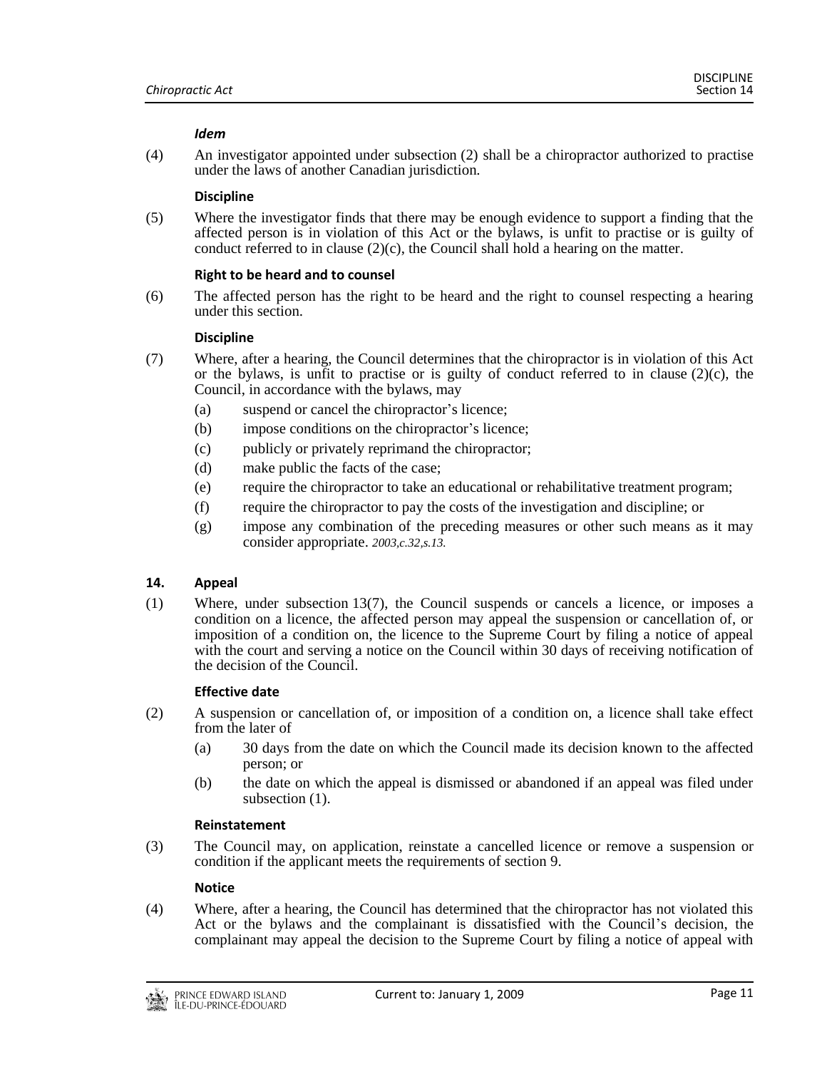***Idem***

(4) An investigator appointed under subsection (2) shall be a chiropractor authorized to practise under the laws of another Canadian jurisdiction.

**Discipline**

(5) Where the investigator finds that there may be enough evidence to support a finding that the affected person is in violation of this Act or the bylaws, is unfit to practise or is guilty of conduct referred to in clause (2)(c), the Council shall hold a hearing on the matter.

**Right to be heard and to counsel**

(6) The affected person has the right to be heard and the right to counsel respecting a hearing under this section.

**Discipline**

(7) Where, after a hearing, the Council determines that the chiropractor is in violation of this Act or the bylaws, is unfit to practise or is guilty of conduct referred to in clause (2)(c), the Council, in accordance with the bylaws, may

(a) suspend or cancel the chiropractor's licence;

(b) impose conditions on the chiropractor's licence;

(c) publicly or privately reprimand the chiropractor;

(d) make public the facts of the case;

(e) require the chiropractor to take an educational or rehabilitative treatment program;

(f) require the chiropractor to pay the costs of the investigation and discipline; or

(g) impose any combination of the preceding measures or other such means as it may consider appropriate. *2003,c.32,s.13.*

## 14. Appeal

(1) Where, under subsection 13(7), the Council suspends or cancels a licence, or imposes a condition on a licence, the affected person may appeal the suspension or cancellation of, or imposition of a condition on, the licence to the Supreme Court by filing a notice of appeal with the court and serving a notice on the Council within 30 days of receiving notification of the decision of the Council.

**Effective date**

(2) A suspension or cancellation of, or imposition of a condition on, a licence shall take effect from the later of

(a) 30 days from the date on which the Council made its decision known to the affected person; or

(b) the date on which the appeal is dismissed or abandoned if an appeal was filed under subsection (1).

**Reinstatement**

(3) The Council may, on application, reinstate a cancelled licence or remove a suspension or condition if the applicant meets the requirements of section 9.

**Notice**

(4) Where, after a hearing, the Council has determined that the chiropractor has not violated this Act or the bylaws and the complainant is dissatisfied with the Council's decision, the complainant may appeal the decision to the Supreme Court by filing a notice of appeal with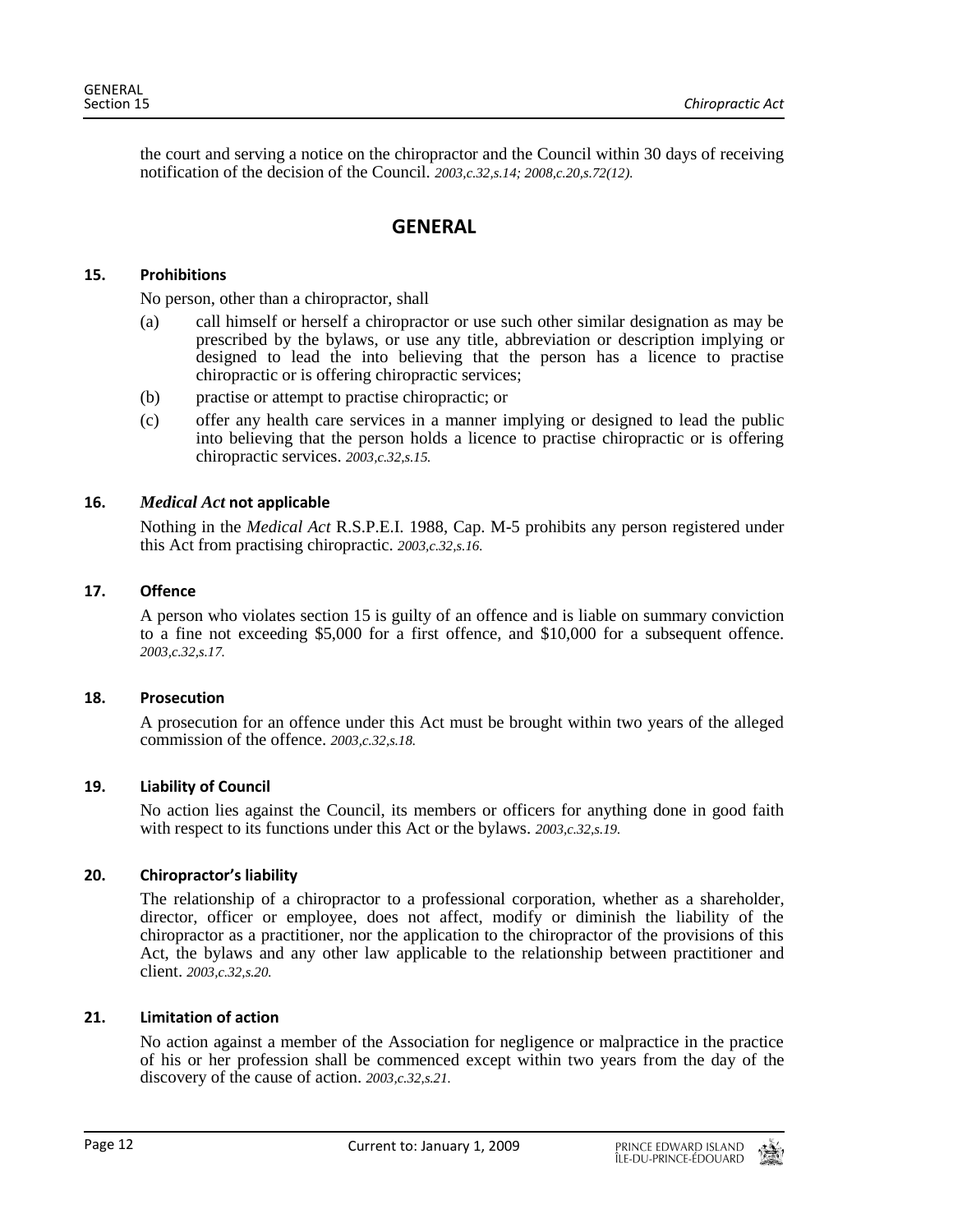the court and serving a notice on the chiropractor and the Council within 30 days of receiving notification of the decision of the Council. *2003,c.32,s.14; 2008,c.20,s.72(12).*

## GENERAL

### 15. Prohibitions

No person, other than a chiropractor, shall

(a) call himself or herself a chiropractor or use such other similar designation as may be prescribed by the bylaws, or use any title, abbreviation or description implying or designed to lead the into believing that the person has a licence to practise chiropractic or is offering chiropractic services;

(b) practise or attempt to practise chiropractic; or

(c) offer any health care services in a manner implying or designed to lead the public into believing that the person holds a licence to practise chiropractic or is offering chiropractic services. *2003,c.32,s.15.*

### 16. *Medical Act* not applicable

Nothing in the *Medical Act* R.S.P.E.I. 1988, Cap. M-5 prohibits any person registered under this Act from practising chiropractic. *2003,c.32,s.16.*

### 17. Offence

A person who violates section 15 is guilty of an offence and is liable on summary conviction to a fine not exceeding $5,000 for a first offence, and $10,000 for a subsequent offence. *2003,c.32,s.17.*

### 18. Prosecution

A prosecution for an offence under this Act must be brought within two years of the alleged commission of the offence. *2003,c.32,s.18.*

### 19. Liability of Council

No action lies against the Council, its members or officers for anything done in good faith with respect to its functions under this Act or the bylaws. *2003,c.32,s.19.*

### 20. Chiropractor's liability

The relationship of a chiropractor to a professional corporation, whether as a shareholder, director, officer or employee, does not affect, modify or diminish the liability of the chiropractor as a practitioner, nor the application to the chiropractor of the provisions of this Act, the bylaws and any other law applicable to the relationship between practitioner and client. *2003,c.32,s.20.*

### 21. Limitation of action

No action against a member of the Association for negligence or malpractice in the practice of his or her profession shall be commenced except within two years from the day of the discovery of the cause of action. *2003,c.32,s.21.*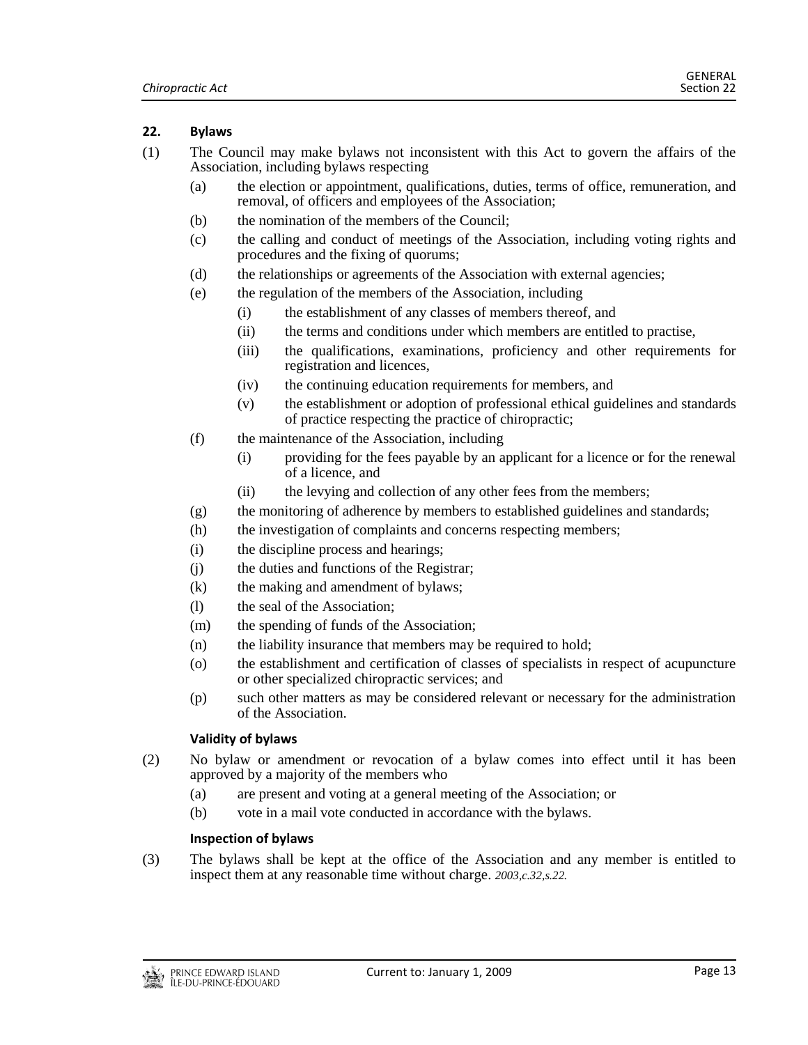### 22. Bylaws

(1) The Council may make bylaws not inconsistent with this Act to govern the affairs of the Association, including bylaws respecting

- (a) the election or appointment, qualifications, duties, terms of office, remuneration, and removal, of officers and employees of the Association;
- (b) the nomination of the members of the Council;
- (c) the calling and conduct of meetings of the Association, including voting rights and procedures and the fixing of quorums;
- (d) the relationships or agreements of the Association with external agencies;
- (e) the regulation of the members of the Association, including
  - (i) the establishment of any classes of members thereof, and
  - (ii) the terms and conditions under which members are entitled to practise,
  - (iii) the qualifications, examinations, proficiency and other requirements for registration and licences,
  - (iv) the continuing education requirements for members, and
  - (v) the establishment or adoption of professional ethical guidelines and standards of practice respecting the practice of chiropractic;
- (f) the maintenance of the Association, including
  - (i) providing for the fees payable by an applicant for a licence or for the renewal of a licence, and
  - (ii) the levying and collection of any other fees from the members;
- (g) the monitoring of adherence by members to established guidelines and standards;
- (h) the investigation of complaints and concerns respecting members;
- (i) the discipline process and hearings;
- (j) the duties and functions of the Registrar;
- (k) the making and amendment of bylaws;
- (l) the seal of the Association;
- (m) the spending of funds of the Association;
- (n) the liability insurance that members may be required to hold;
- (o) the establishment and certification of classes of specialists in respect of acupuncture or other specialized chiropractic services; and
- (p) such other matters as may be considered relevant or necessary for the administration of the Association.

#### Validity of bylaws

(2) No bylaw or amendment or revocation of a bylaw comes into effect until it has been approved by a majority of the members who

- (a) are present and voting at a general meeting of the Association; or
- (b) vote in a mail vote conducted in accordance with the bylaws.

#### Inspection of bylaws

(3) The bylaws shall be kept at the office of the Association and any member is entitled to inspect them at any reasonable time without charge. *2003,c.32,s.22.*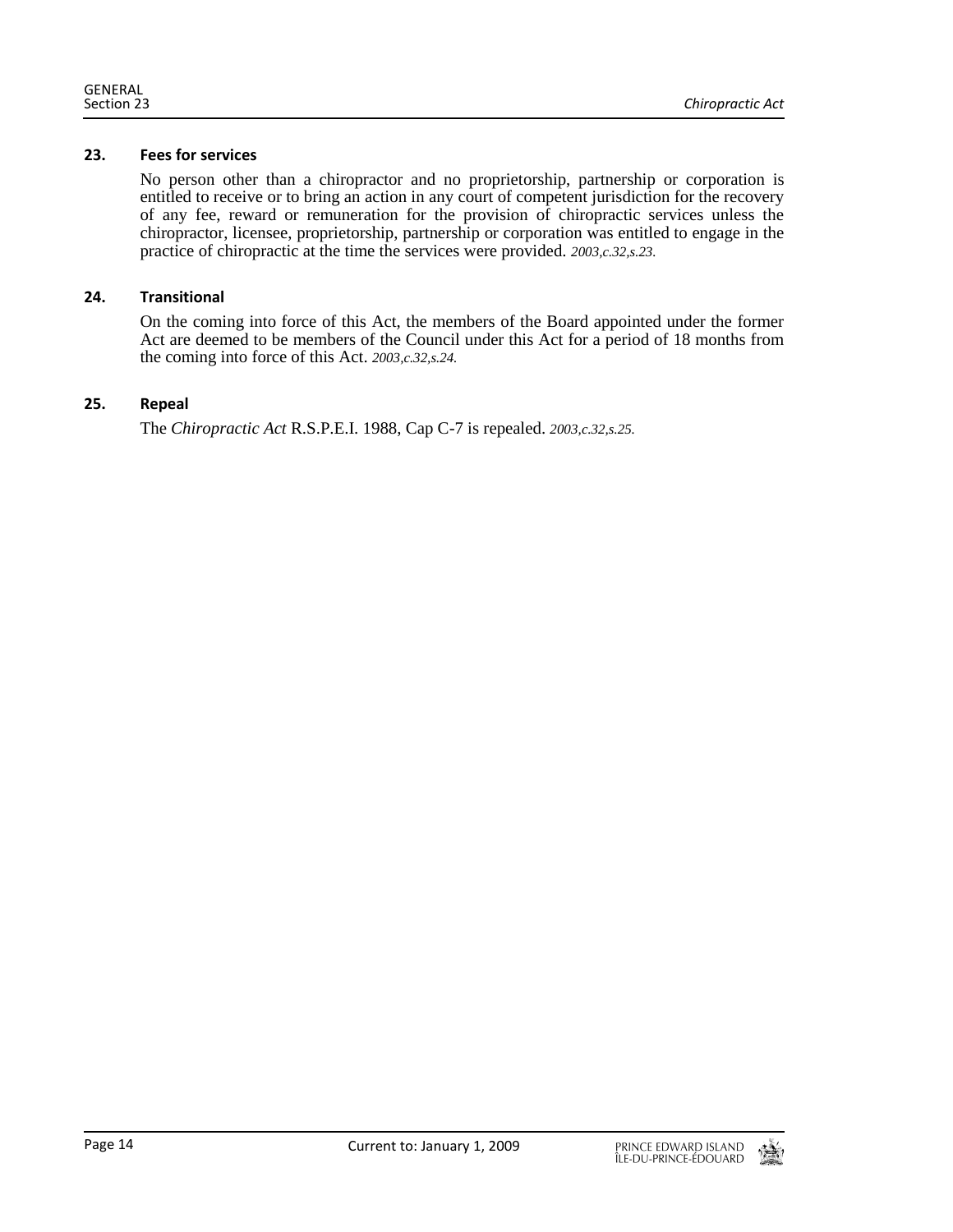**23. Fees for services**

No person other than a chiropractor and no proprietorship, partnership or corporation is entitled to receive or to bring an action in any court of competent jurisdiction for the recovery of any fee, reward or remuneration for the provision of chiropractic services unless the chiropractor, licensee, proprietorship, partnership or corporation was entitled to engage in the practice of chiropractic at the time the services were provided. *2003,c.32,s.23.*

**24. Transitional**

On the coming into force of this Act, the members of the Board appointed under the former Act are deemed to be members of the Council under this Act for a period of 18 months from the coming into force of this Act. *2003,c.32,s.24.*

**25. Repeal**

The *Chiropractic Act* R.S.P.E.I. 1988, Cap C-7 is repealed. *2003,c.32,s.25.*